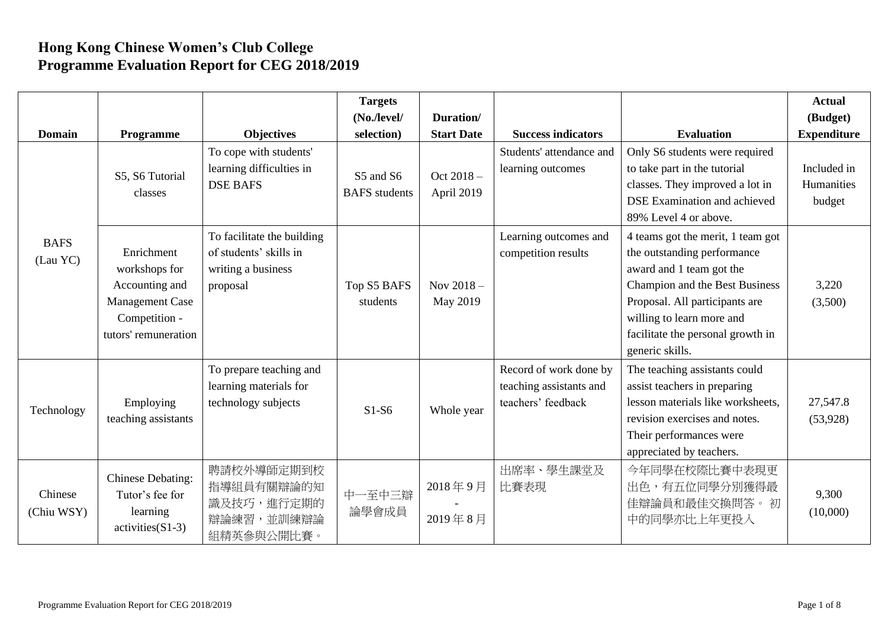# Hong Kong Chinese Women's Club College
# Programme Evaluation Report for CEG 2018/2019

| Domain | Programme | Objectives | Targets (No./level/ selection) | Duration/ Start Date | Success indicators | Evaluation | Actual (Budget) Expenditure |
|---|---|---|---|---|---|---|---|
| BAFS (Lau YC) | S5, S6 Tutorial classes | To cope with students' learning difficulties in DSE BAFS | S5 and S6 BAFS students | Oct 2018 – April 2019 | Students' attendance and learning outcomes | Only S6 students were required to take part in the tutorial classes. They improved a lot in DSE Examination and achieved 89% Level 4 or above. | Included in Humanities budget |
| | Enrichment workshops for Accounting and Management Case Competition - tutors' remuneration | To facilitate the building of students' skills in writing a business proposal | Top S5 BAFS students | Nov 2018 – May 2019 | Learning outcomes and competition results | 4 teams got the merit, 1 team got the outstanding performance award and 1 team got the Champion and the Best Business Proposal. All participants are willing to learn more and facilitate the personal growth in generic skills. | 3,220 (3,500) |
| Technology | Employing teaching assistants | To prepare teaching and learning materials for technology subjects | S1-S6 | Whole year | Record of work done by teaching assistants and teachers' feedback | The teaching assistants could assist teachers in preparing lesson materials like worksheets, revision exercises and notes. Their performances were appreciated by teachers. | 27,547.8 (53,928) |
| Chinese (Chiu WSY) | Chinese Debating: Tutor's fee for learning activities(S1-3) | 聘請校外導師定期到校指導組員有關辯論的知識及技巧，進行定期的辯論練習，並訓練辯論組精英參與公開比賽。 | 中一至中三辯論學會成員 | 2018年9月 - 2019年8月 | 出席率、學生課堂及比賽表現 | 今年同學在校際比賽中表現更出色，有五位同學分別獲得最佳辯論員和最佳交換問答。 初中的同學亦比上年更投入 | 9,300 (10,000) |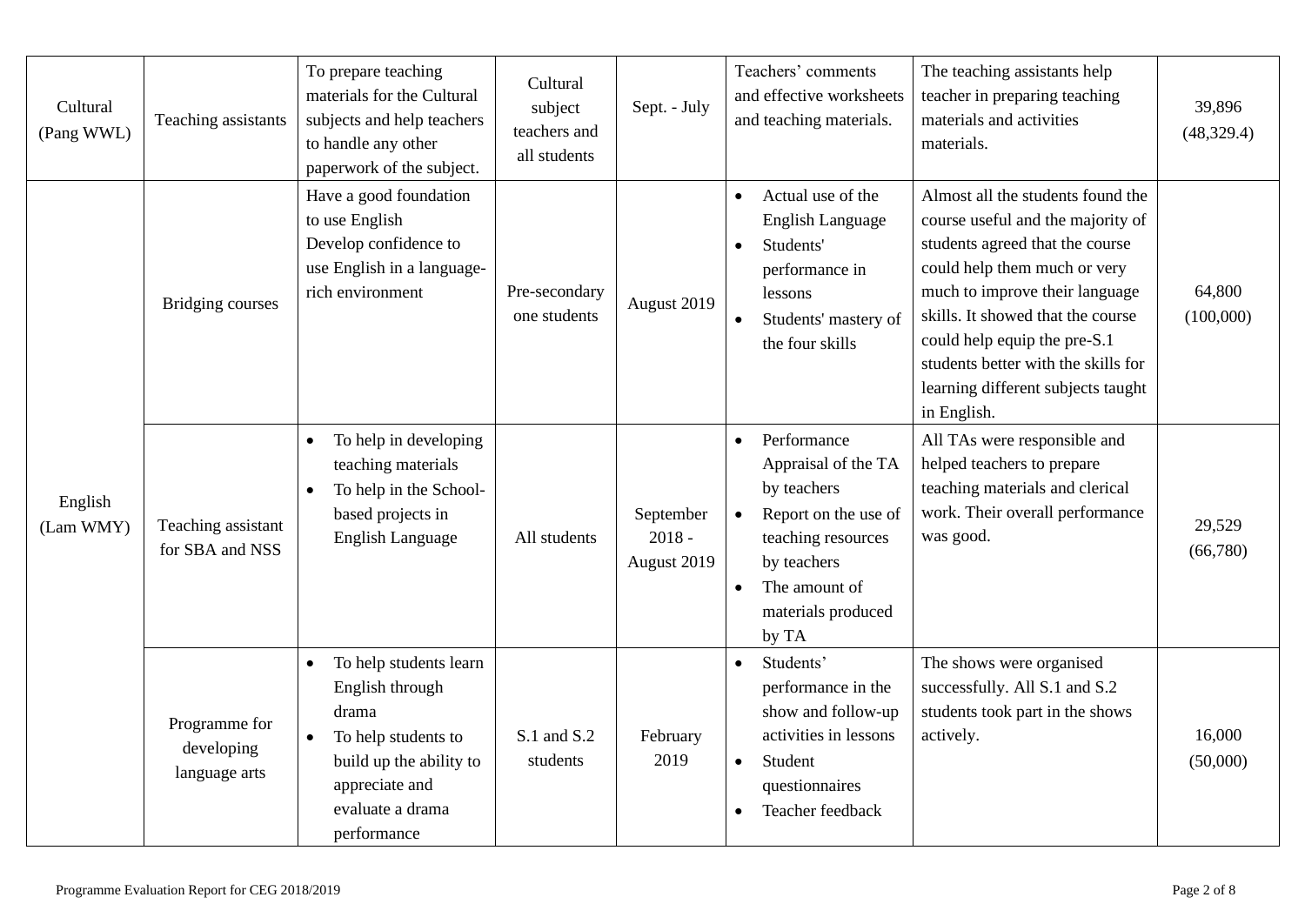| Cultural (Pang WWL) | Teaching assistants | To prepare teaching materials for the Cultural subjects and help teachers to handle any other paperwork of the subject. | Cultural subject teachers and all students | Sept. - July | Teachers' comments and effective worksheets and teaching materials. | The teaching assistants help teacher in preparing teaching materials and activities materials. | 39,896 (48,329.4) |
|---|---|---|---|---|---|---|---|
| English (Lam WMY) | Bridging courses | Have a good foundation to use English<br>Develop confidence to use English in a language-rich environment | Pre-secondary one students | August 2019 | • Actual use of the English Language<br>• Students' performance in lessons<br>• Students' mastery of the four skills | Almost all the students found the course useful and the majority of students agreed that the course could help them much or very much to improve their language skills. It showed that the course could help equip the pre-S.1 students better with the skills for learning different subjects taught in English. | 64,800 (100,000) |
| | Teaching assistant for SBA and NSS | • To help in developing teaching materials<br>• To help in the School-based projects in English Language | All students | September 2018 - August 2019 | • Performance Appraisal of the TA by teachers<br>• Report on the use of teaching resources by teachers<br>• The amount of materials produced by TA | All TAs were responsible and helped teachers to prepare teaching materials and clerical work. Their overall performance was good. | 29,529 (66,780) |
| | Programme for developing language arts | • To help students learn English through drama<br>• To help students to build up the ability to appreciate and evaluate a drama performance | S.1 and S.2 students | February 2019 | • Students' performance in the show and follow-up activities in lessons<br>• Student questionnaires<br>• Teacher feedback | The shows were organised successfully. All S.1 and S.2 students took part in the shows actively. | 16,000 (50,000) |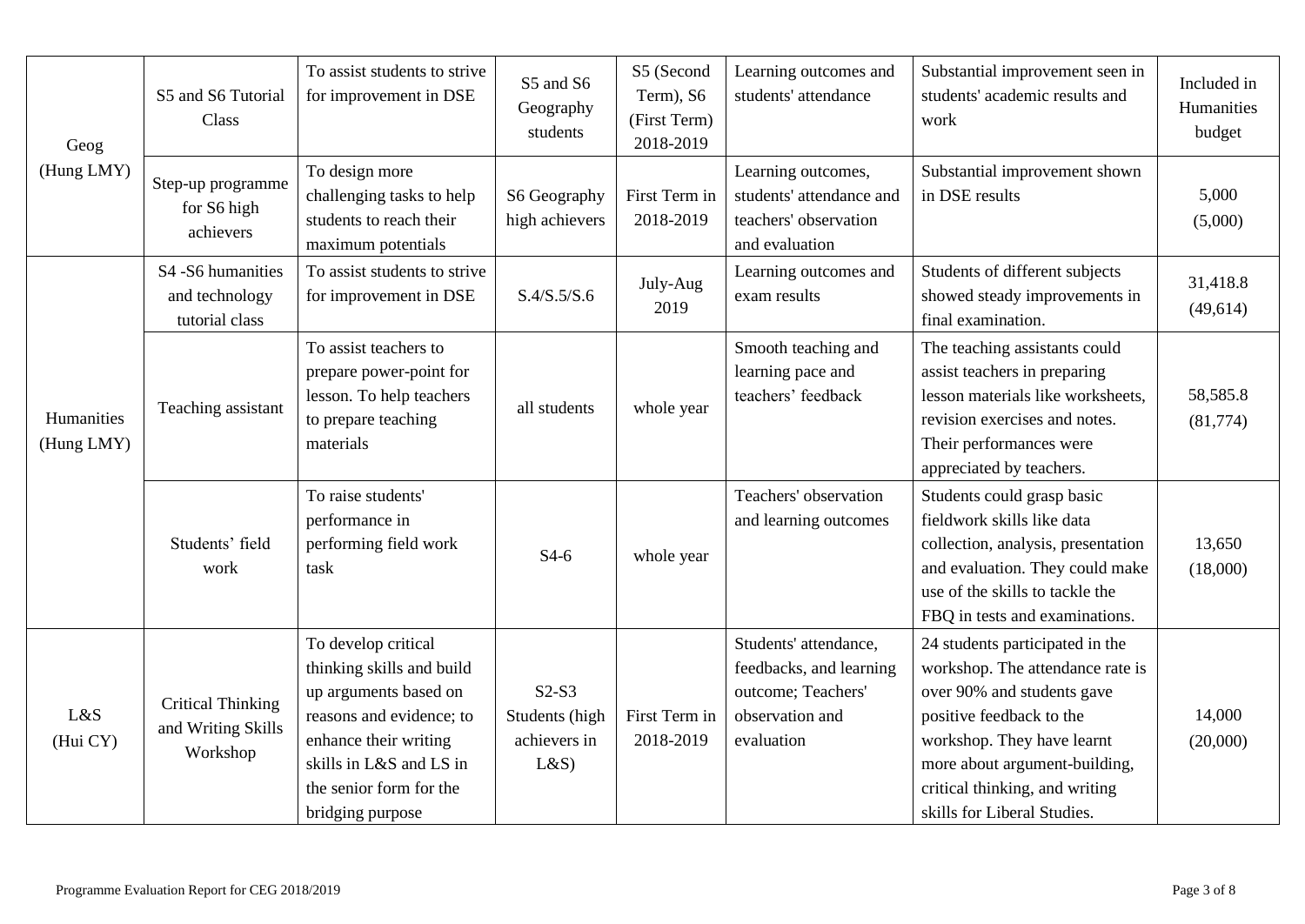| | | | | | | | |
|---|---|---|---|---|---|---|---|
| Geog (Hung LMY) | S5 and S6 Tutorial Class | To assist students to strive for improvement in DSE | S5 and S6 Geography students | S5 (Second Term), S6 (First Term) 2018-2019 | Learning outcomes and students' attendance | Substantial improvement seen in students' academic results and work | Included in Humanities budget |
| | Step-up programme for S6 high achievers | To design more challenging tasks to help students to reach their maximum potentials | S6 Geography high achievers | First Term in 2018-2019 | Learning outcomes, students' attendance and teachers' observation and evaluation | Substantial improvement shown in DSE results | 5,000 (5,000) |
| Humanities (Hung LMY) | S4 -S6 humanities and technology tutorial class | To assist students to strive for improvement in DSE | S.4/S.5/S.6 | July-Aug 2019 | Learning outcomes and exam results | Students of different subjects showed steady improvements in final examination. | 31,418.8 (49,614) |
| | Teaching assistant | To assist teachers to prepare power-point for lesson. To help teachers to prepare teaching materials | all students | whole year | Smooth teaching and learning pace and teachers' feedback | The teaching assistants could assist teachers in preparing lesson materials like worksheets, revision exercises and notes. Their performances were appreciated by teachers. | 58,585.8 (81,774) |
| | Students' field work | To raise students' performance in performing field work task | S4-6 | whole year | Teachers' observation and learning outcomes | Students could grasp basic fieldwork skills like data collection, analysis, presentation and evaluation. They could make use of the skills to tackle the FBQ in tests and examinations. | 13,650 (18,000) |
| L&S (Hui CY) | Critical Thinking and Writing Skills Workshop | To develop critical thinking skills and build up arguments based on reasons and evidence; to enhance their writing skills in L&S and LS in the senior form for the bridging purpose | S2-S3 Students (high achievers in L&S) | First Term in 2018-2019 | Students' attendance, feedbacks, and learning outcome; Teachers' observation and evaluation | 24 students participated in the workshop. The attendance rate is over 90% and students gave positive feedback to the workshop. They have learnt more about argument-building, critical thinking, and writing skills for Liberal Studies. | 14,000 (20,000) |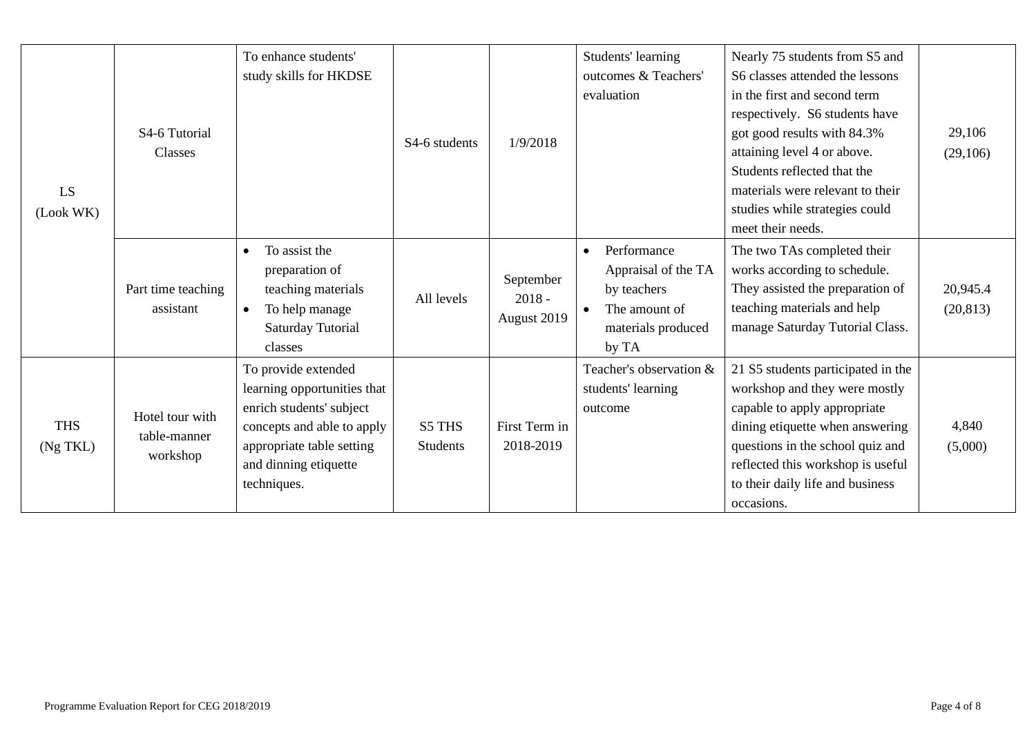| | | | | | | | |
|---|---|---|---|---|---|---|---|
| LS (Look WK) | S4-6 Tutorial Classes | To enhance students' study skills for HKDSE | S4-6 students | 1/9/2018 | Students' learning outcomes & Teachers' evaluation | Nearly 75 students from S5 and S6 classes attended the lessons in the first and second term respectively. S6 students have got good results with 84.3% attaining level 4 or above. Students reflected that the materials were relevant to their studies while strategies could meet their needs. | 29,106 (29,106) |
| | Part time teaching assistant | • To assist the preparation of teaching materials<br>• To help manage Saturday Tutorial classes | All levels | September 2018 - August 2019 | • Performance Appraisal of the TA by teachers<br>• The amount of materials produced by TA | The two TAs completed their works according to schedule. They assisted the preparation of teaching materials and help manage Saturday Tutorial Class. | 20,945.4 (20,813) |
| THS (Ng TKL) | Hotel tour with table-manner workshop | To provide extended learning opportunities that enrich students' subject concepts and able to apply appropriate table setting and dinning etiquette techniques. | S5 THS Students | First Term in 2018-2019 | Teacher's observation & students' learning outcome | 21 S5 students participated in the workshop and they were mostly capable to apply appropriate dining etiquette when answering questions in the school quiz and reflected this workshop is useful to their daily life and business occasions. | 4,840 (5,000) |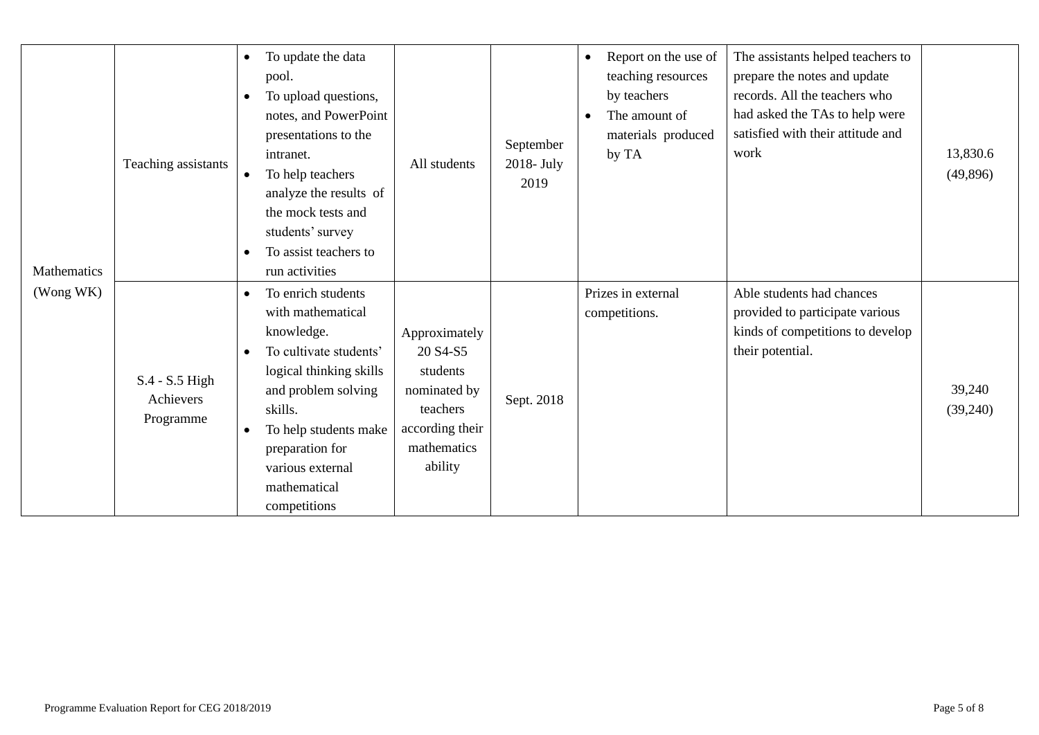| | | | | | | | |
|---|---|---|---|---|---|---|---|
| Mathematics (Wong WK) | Teaching assistants | • To update the data pool.<br>• To upload questions, notes, and PowerPoint presentations to the intranet.<br>• To help teachers analyze the results of the mock tests and students' survey<br>• To assist teachers to run activities | All students | September 2018- July 2019 | • Report on the use of teaching resources by teachers<br>• The amount of materials produced by TA | The assistants helped teachers to prepare the notes and update records. All the teachers who had asked the TAs to help were satisfied with their attitude and work | 13,830.6 (49,896) |
| | S.4 - S.5 High Achievers Programme | • To enrich students with mathematical knowledge.<br>• To cultivate students' logical thinking skills and problem solving skills.<br>• To help students make preparation for various external mathematical competitions | Approximately 20 S4-S5 students nominated by teachers according their mathematics ability | Sept. 2018 | Prizes in external competitions. | Able students had chances provided to participate various kinds of competitions to develop their potential. | 39,240 (39,240) |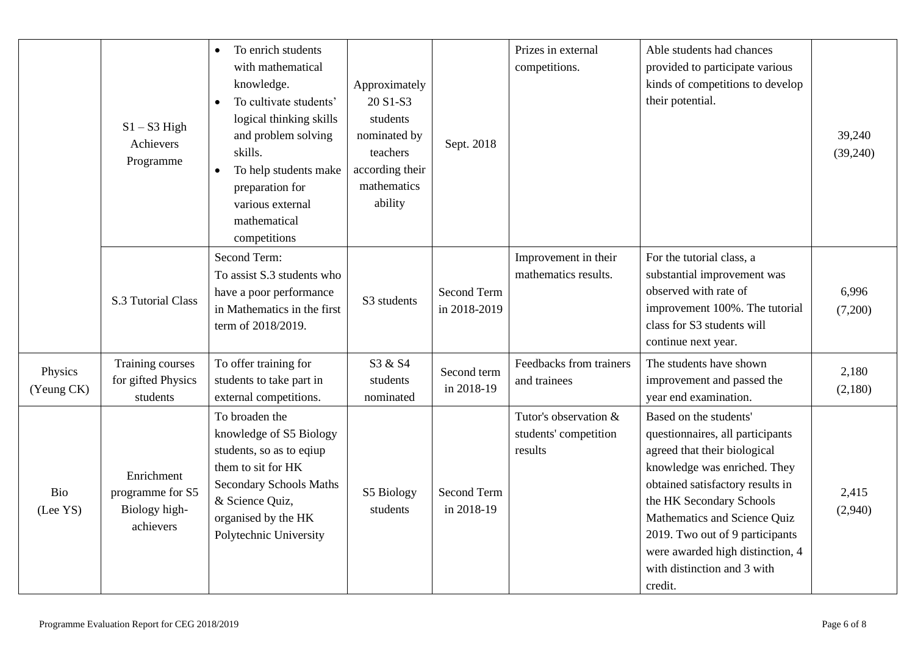| | | | | | | | |
|---|---|---|---|---|---|---|---|
| | S1 – S3 High Achievers Programme | • To enrich students with mathematical knowledge.<br>• To cultivate students' logical thinking skills and problem solving skills.<br>• To help students make preparation for various external mathematical competitions | Approximately 20 S1-S3 students nominated by teachers according their mathematics ability | Sept. 2018 | Prizes in external competitions. | Able students had chances provided to participate various kinds of competitions to develop their potential. | 39,240 (39,240) |
| | S.3 Tutorial Class | Second Term:<br>To assist S.3 students who have a poor performance in Mathematics in the first term of 2018/2019. | S3 students | Second Term in 2018-2019 | Improvement in their mathematics results. | For the tutorial class, a substantial improvement was observed with rate of improvement 100%. The tutorial class for S3 students will continue next year. | 6,996 (7,200) |
| Physics (Yeung CK) | Training courses for gifted Physics students | To offer training for students to take part in external competitions. | S3 & S4 students nominated | Second term in 2018-19 | Feedbacks from trainers and trainees | The students have shown improvement and passed the year end examination. | 2,180 (2,180) |
| Bio (Lee YS) | Enrichment programme for S5 Biology high-achievers | To broaden the knowledge of S5 Biology students, so as to eqiup them to sit for HK Secondary Schools Maths & Science Quiz, organised by the HK Polytechnic University | S5 Biology students | Second Term in 2018-19 | Tutor's observation & students' competition results | Based on the students' questionnaires, all participants agreed that their biological knowledge was enriched. They obtained satisfactory results in the HK Secondary Schools Mathematics and Science Quiz 2019. Two out of 9 participants were awarded high distinction, 4 with distinction and 3 with credit. | 2,415 (2,940) |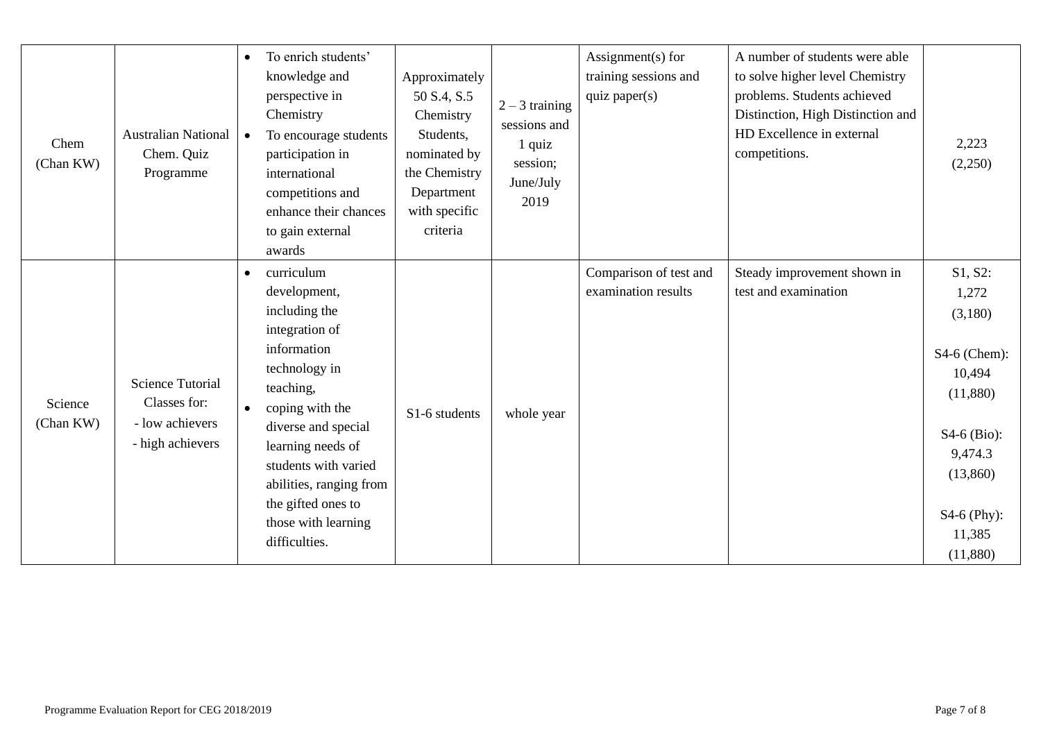| | | | | | | | |
|---|---|---|---|---|---|---|---|
| Chem (Chan KW) | Australian National Chem. Quiz Programme | • To enrich students' knowledge and perspective in Chemistry<br>• To encourage students participation in international competitions and enhance their chances to gain external awards | Approximately 50 S.4, S.5 Chemistry Students, nominated by the Chemistry Department with specific criteria | 2 – 3 training sessions and 1 quiz session; June/July 2019 | Assignment(s) for training sessions and quiz paper(s) | A number of students were able to solve higher level Chemistry problems. Students achieved Distinction, High Distinction and HD Excellence in external competitions. | 2,223 (2,250) |
| Science (Chan KW) | Science Tutorial Classes for:<br>- low achievers<br>- high achievers | • curriculum development, including the integration of information technology in teaching,<br>• coping with the diverse and special learning needs of students with varied abilities, ranging from the gifted ones to those with learning difficulties. | S1-6 students | whole year | Comparison of test and examination results | Steady improvement shown in test and examination | S1, S2: 1,272 (3,180)<br><br>S4-6 (Chem): 10,494 (11,880)<br><br>S4-6 (Bio): 9,474.3 (13,860)<br><br>S4-6 (Phy): 11,385 (11,880) |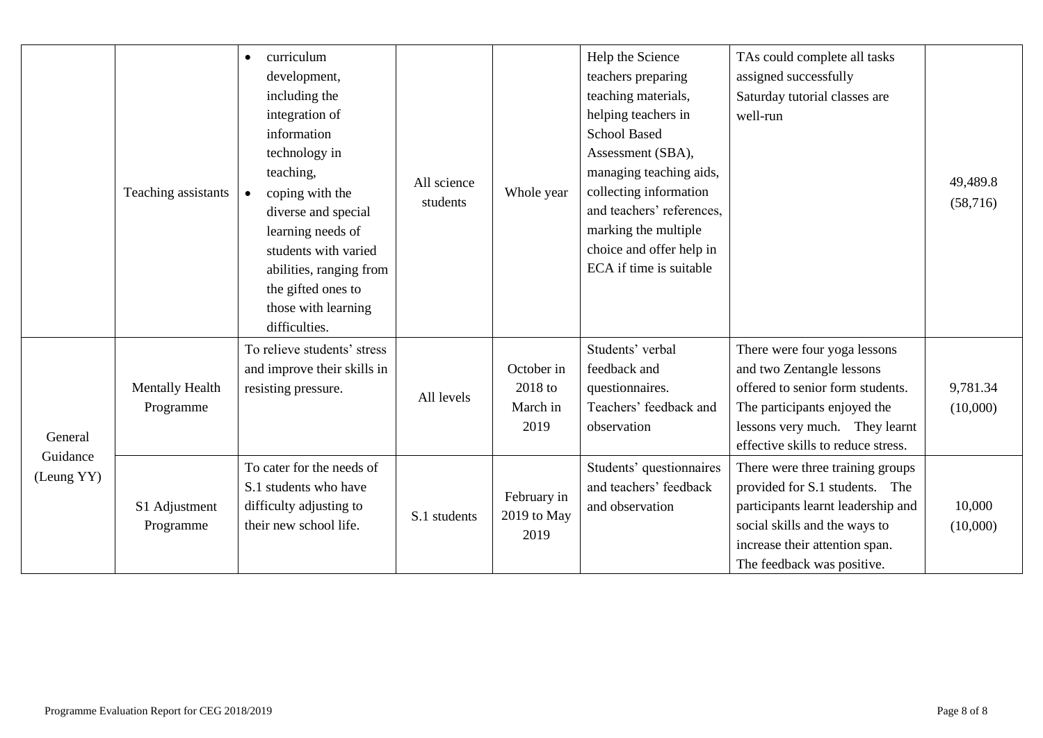| | | | | | | | |
|---|---|---|---|---|---|---|---|
| | Teaching assistants | • curriculum development, including the integration of information technology in teaching, • coping with the diverse and special learning needs of students with varied abilities, ranging from the gifted ones to those with learning difficulties. | All science students | Whole year | Help the Science teachers preparing teaching materials, helping teachers in School Based Assessment (SBA), managing teaching aids, collecting information and teachers' references, marking the multiple choice and offer help in ECA if time is suitable | TAs could complete all tasks assigned successfully Saturday tutorial classes are well-run | 49,489.8 (58,716) |
| General Guidance (Leung YY) | Mentally Health Programme | To relieve students' stress and improve their skills in resisting pressure. | All levels | October in 2018 to March in 2019 | Students' verbal feedback and questionnaires. Teachers' feedback and observation | There were four yoga lessons and two Zentangle lessons offered to senior form students. The participants enjoyed the lessons very much. They learnt effective skills to reduce stress. | 9,781.34 (10,000) |
| | S1 Adjustment Programme | To cater for the needs of S.1 students who have difficulty adjusting to their new school life. | S.1 students | February in 2019 to May 2019 | Students' questionnaires and teachers' feedback and observation | There were three training groups provided for S.1 students. The participants learnt leadership and social skills and the ways to increase their attention span. The feedback was positive. | 10,000 (10,000) |